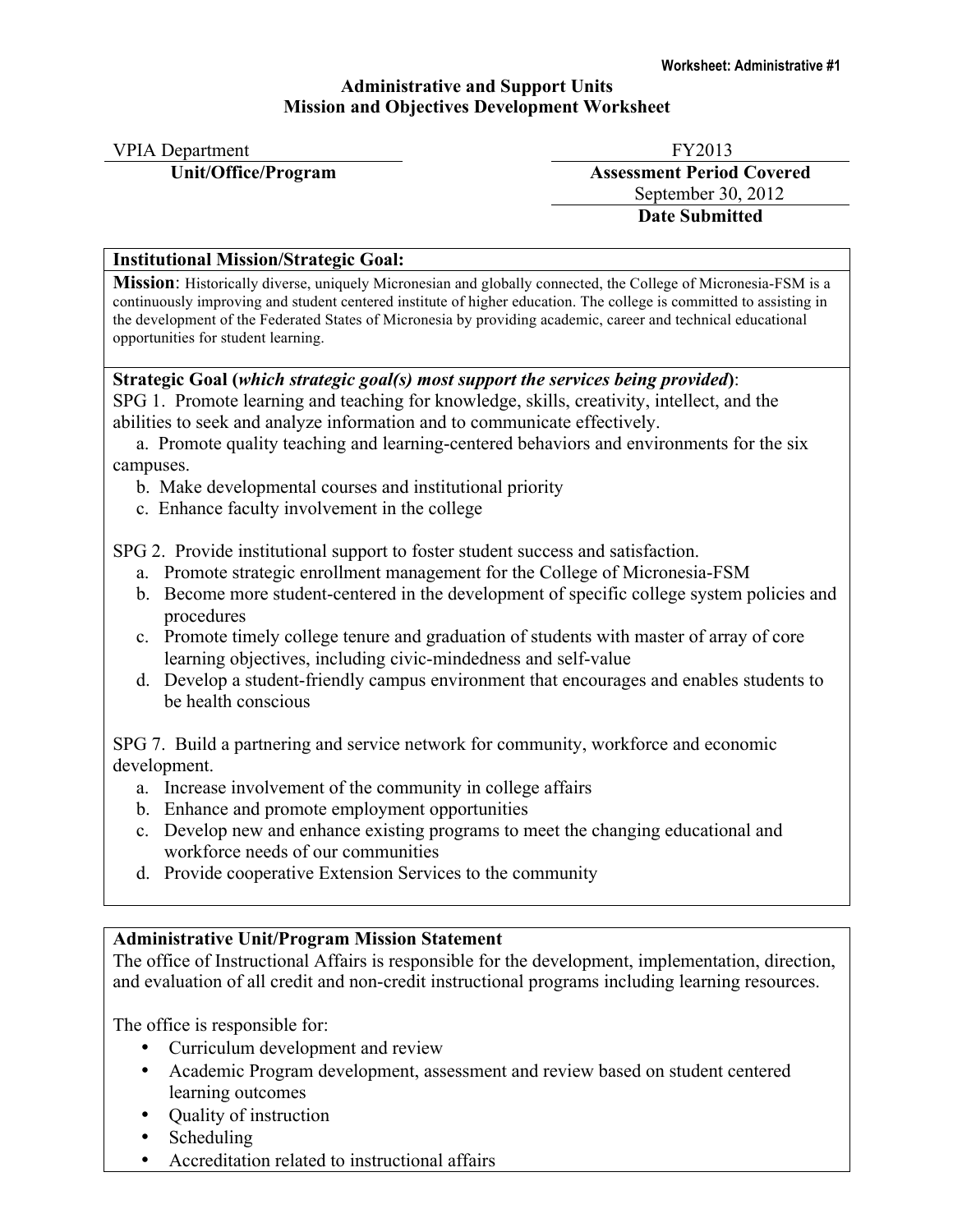Worksheet: Administrative #1

**Administrative and Support Units**
**Mission and Objectives Development Worksheet**

| VPIA Department | FY2013 |
|---|---|
| **Unit/Office/Program** | **Assessment Period Covered** |
| | September 30, 2012 |
| | **Date Submitted** |

**Institutional Mission/Strategic Goal:**

**Mission**: Historically diverse, uniquely Micronesian and globally connected, the College of Micronesia-FSM is a continuously improving and student centered institute of higher education. The college is committed to assisting in the development of the Federated States of Micronesia by providing academic, career and technical educational opportunities for student learning.

**Strategic Goal (*which strategic goal(s) most support the services being provided*)**:

SPG 1. Promote learning and teaching for knowledge, skills, creativity, intellect, and the abilities to seek and analyze information and to communicate effectively.

a. Promote quality teaching and learning-centered behaviors and environments for the six campuses.
b. Make developmental courses and institutional priority
c. Enhance faculty involvement in the college

SPG 2. Provide institutional support to foster student success and satisfaction.

a. Promote strategic enrollment management for the College of Micronesia-FSM
b. Become more student-centered in the development of specific college system policies and procedures
c. Promote timely college tenure and graduation of students with master of array of core learning objectives, including civic-mindedness and self-value
d. Develop a student-friendly campus environment that encourages and enables students to be health conscious

SPG 7. Build a partnering and service network for community, workforce and economic development.

a. Increase involvement of the community in college affairs
b. Enhance and promote employment opportunities
c. Develop new and enhance existing programs to meet the changing educational and workforce needs of our communities
d. Provide cooperative Extension Services to the community

**Administrative Unit/Program Mission Statement**

The office of Instructional Affairs is responsible for the development, implementation, direction, and evaluation of all credit and non-credit instructional programs including learning resources.

The office is responsible for:

- Curriculum development and review
- Academic Program development, assessment and review based on student centered learning outcomes
- Quality of instruction
- Scheduling
- Accreditation related to instructional affairs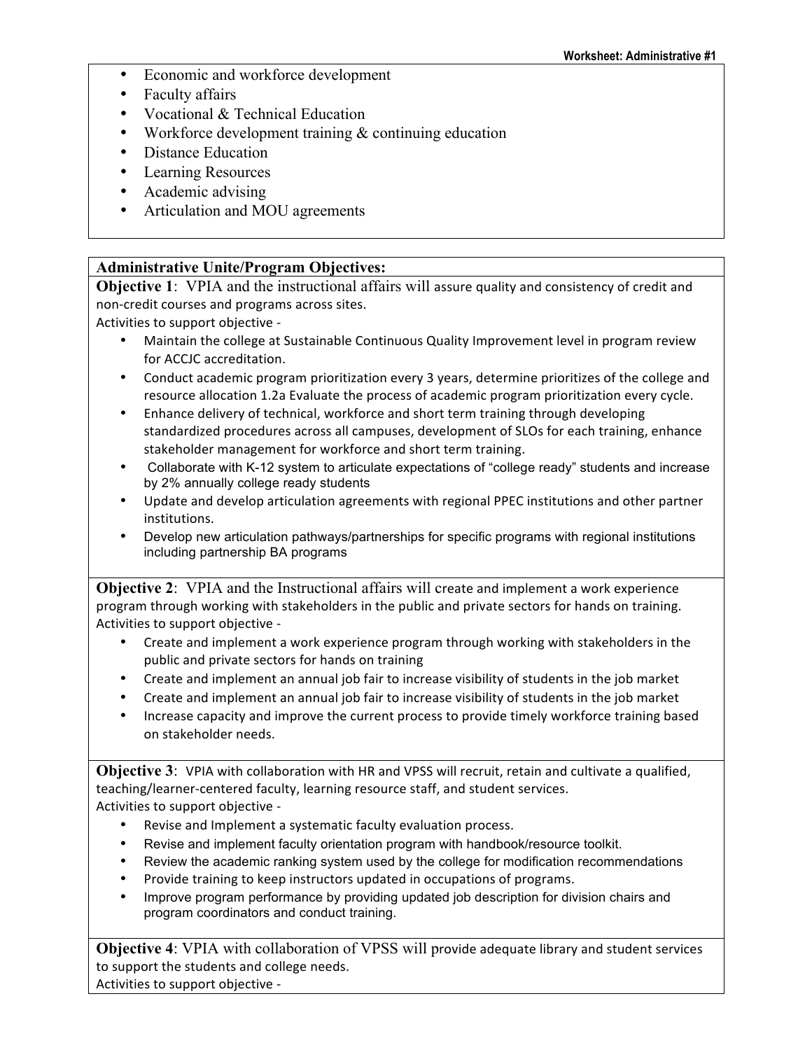- Economic and workforce development
- Faculty affairs
- Vocational & Technical Education
- Workforce development training & continuing education
- Distance Education
- Learning Resources
- Academic advising
- Articulation and MOU agreements

**Administrative Unite/Program Objectives:**

**Objective 1**: VPIA and the instructional affairs will assure quality and consistency of credit and non-credit courses and programs across sites.

Activities to support objective -

- Maintain the college at Sustainable Continuous Quality Improvement level in program review for ACCJC accreditation.
- Conduct academic program prioritization every 3 years, determine prioritizes of the college and resource allocation 1.2a Evaluate the process of academic program prioritization every cycle.
- Enhance delivery of technical, workforce and short term training through developing standardized procedures across all campuses, development of SLOs for each training, enhance stakeholder management for workforce and short term training.
- Collaborate with K-12 system to articulate expectations of "college ready" students and increase by 2% annually college ready students
- Update and develop articulation agreements with regional PPEC institutions and other partner institutions.
- Develop new articulation pathways/partnerships for specific programs with regional institutions including partnership BA programs

**Objective 2**: VPIA and the Instructional affairs will create and implement a work experience program through working with stakeholders in the public and private sectors for hands on training.

Activities to support objective -

- Create and implement a work experience program through working with stakeholders in the public and private sectors for hands on training
- Create and implement an annual job fair to increase visibility of students in the job market
- Create and implement an annual job fair to increase visibility of students in the job market
- Increase capacity and improve the current process to provide timely workforce training based on stakeholder needs.

**Objective 3**: VPIA with collaboration with HR and VPSS will recruit, retain and cultivate a qualified, teaching/learner-centered faculty, learning resource staff, and student services.

Activities to support objective -

- Revise and Implement a systematic faculty evaluation process.
- Revise and implement faculty orientation program with handbook/resource toolkit.
- Review the academic ranking system used by the college for modification recommendations
- Provide training to keep instructors updated in occupations of programs.
- Improve program performance by providing updated job description for division chairs and program coordinators and conduct training.

**Objective 4**: VPIA with collaboration of VPSS will provide adequate library and student services to support the students and college needs.

Activities to support objective -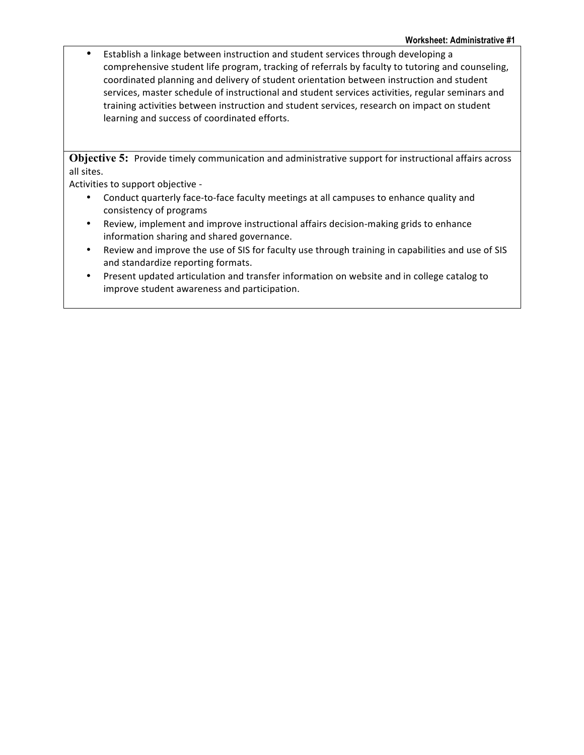- Establish a linkage between instruction and student services through developing a comprehensive student life program, tracking of referrals by faculty to tutoring and counseling, coordinated planning and delivery of student orientation between instruction and student services, master schedule of instructional and student services activities, regular seminars and training activities between instruction and student services, research on impact on student learning and success of coordinated efforts.

**Objective 5:** Provide timely communication and administrative support for instructional affairs across all sites.

Activities to support objective -

- Conduct quarterly face-to-face faculty meetings at all campuses to enhance quality and consistency of programs
- Review, implement and improve instructional affairs decision-making grids to enhance information sharing and shared governance.
- Review and improve the use of SIS for faculty use through training in capabilities and use of SIS and standardize reporting formats.
- Present updated articulation and transfer information on website and in college catalog to improve student awareness and participation.